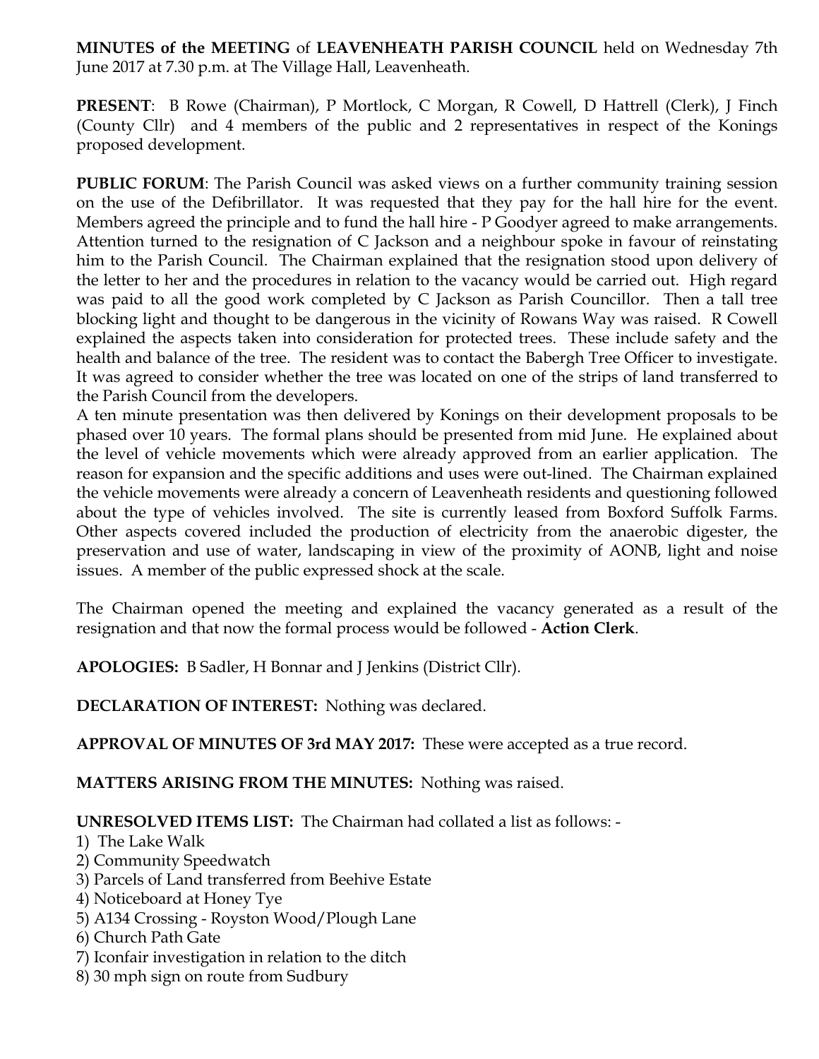**MINUTES of the MEETING** of **LEAVENHEATH PARISH COUNCIL** held on Wednesday 7th June 2017 at 7.30 p.m. at The Village Hall, Leavenheath.

**PRESENT**: B Rowe (Chairman), P Mortlock, C Morgan, R Cowell, D Hattrell (Clerk), J Finch (County Cllr) and 4 members of the public and 2 representatives in respect of the Konings proposed development.

**PUBLIC FORUM**: The Parish Council was asked views on a further community training session on the use of the Defibrillator. It was requested that they pay for the hall hire for the event. Members agreed the principle and to fund the hall hire - P Goodyer agreed to make arrangements. Attention turned to the resignation of C Jackson and a neighbour spoke in favour of reinstating him to the Parish Council. The Chairman explained that the resignation stood upon delivery of the letter to her and the procedures in relation to the vacancy would be carried out. High regard was paid to all the good work completed by C Jackson as Parish Councillor. Then a tall tree blocking light and thought to be dangerous in the vicinity of Rowans Way was raised. R Cowell explained the aspects taken into consideration for protected trees. These include safety and the health and balance of the tree. The resident was to contact the Babergh Tree Officer to investigate. It was agreed to consider whether the tree was located on one of the strips of land transferred to the Parish Council from the developers.
A ten minute presentation was then delivered by Konings on their development proposals to be phased over 10 years. The formal plans should be presented from mid June. He explained about the level of vehicle movements which were already approved from an earlier application. The reason for expansion and the specific additions and uses were out-lined. The Chairman explained the vehicle movements were already a concern of Leavenheath residents and questioning followed about the type of vehicles involved. The site is currently leased from Boxford Suffolk Farms. Other aspects covered included the production of electricity from the anaerobic digester, the preservation and use of water, landscaping in view of the proximity of AONB, light and noise issues. A member of the public expressed shock at the scale.

The Chairman opened the meeting and explained the vacancy generated as a result of the resignation and that now the formal process would be followed - **Action Clerk**.

**APOLOGIES:** B Sadler, H Bonnar and J Jenkins (District Cllr).

**DECLARATION OF INTEREST:** Nothing was declared.

**APPROVAL OF MINUTES OF 3rd MAY 2017:** These were accepted as a true record.

**MATTERS ARISING FROM THE MINUTES:** Nothing was raised.

**UNRESOLVED ITEMS LIST:** The Chairman had collated a list as follows: -

1) The Lake Walk
2) Community Speedwatch
3) Parcels of Land transferred from Beehive Estate
4) Noticeboard at Honey Tye
5) A134 Crossing - Royston Wood/Plough Lane
6) Church Path Gate
7) Iconfair investigation in relation to the ditch
8) 30 mph sign on route from Sudbury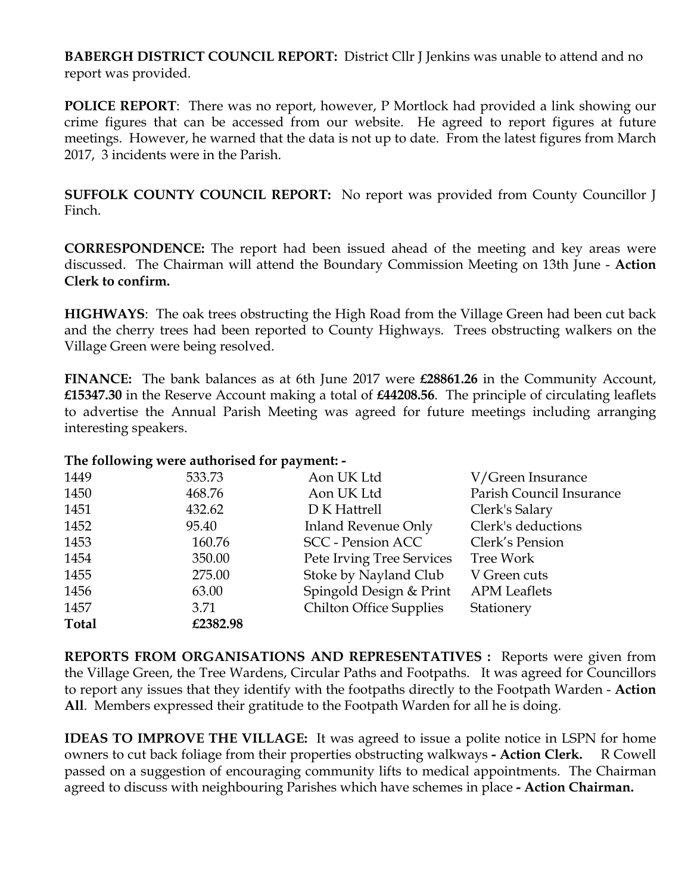**BABERGH DISTRICT COUNCIL REPORT:** District Cllr J Jenkins was unable to attend and no report was provided.

**POLICE REPORT**: There was no report, however, P Mortlock had provided a link showing our crime figures that can be accessed from our website. He agreed to report figures at future meetings. However, he warned that the data is not up to date. From the latest figures from March 2017, 3 incidents were in the Parish.

**SUFFOLK COUNTY COUNCIL REPORT:** No report was provided from County Councillor J Finch.

**CORRESPONDENCE:** The report had been issued ahead of the meeting and key areas were discussed. The Chairman will attend the Boundary Commission Meeting on 13th June - **Action Clerk to confirm.**

**HIGHWAYS**: The oak trees obstructing the High Road from the Village Green had been cut back and the cherry trees had been reported to County Highways. Trees obstructing walkers on the Village Green were being resolved.

**FINANCE:** The bank balances as at 6th June 2017 were **£28861.26** in the Community Account, **£15347.30** in the Reserve Account making a total of **£44208.56**. The principle of circulating leaflets to advertise the Annual Parish Meeting was agreed for future meetings including arranging interesting speakers.

**The following were authorised for payment: -**

| | | | |
|---|---|---|---|
| 1449 | 533.73 | Aon UK Ltd | V/Green Insurance |
| 1450 | 468.76 | Aon UK Ltd | Parish Council Insurance |
| 1451 | 432.62 | D K Hattrell | Clerk's Salary |
| 1452 | 95.40 | Inland Revenue Only | Clerk's deductions |
| 1453 | 160.76 | SCC - Pension ACC | Clerk's Pension |
| 1454 | 350.00 | Pete Irving Tree Services | Tree Work |
| 1455 | 275.00 | Stoke by Nayland Club | V Green cuts |
| 1456 | 63.00 | Spingold Design & Print | APM Leaflets |
| 1457 | 3.71 | Chilton Office Supplies | Stationery |
| **Total** | **£2382.98** | | |

**REPORTS FROM ORGANISATIONS AND REPRESENTATIVES :** Reports were given from the Village Green, the Tree Wardens, Circular Paths and Footpaths. It was agreed for Councillors to report any issues that they identify with the footpaths directly to the Footpath Warden - **Action All**. Members expressed their gratitude to the Footpath Warden for all he is doing.

**IDEAS TO IMPROVE THE VILLAGE:** It was agreed to issue a polite notice in LSPN for home owners to cut back foliage from their properties obstructing walkways **- Action Clerk.** R Cowell passed on a suggestion of encouraging community lifts to medical appointments. The Chairman agreed to discuss with neighbouring Parishes which have schemes in place **- Action Chairman.**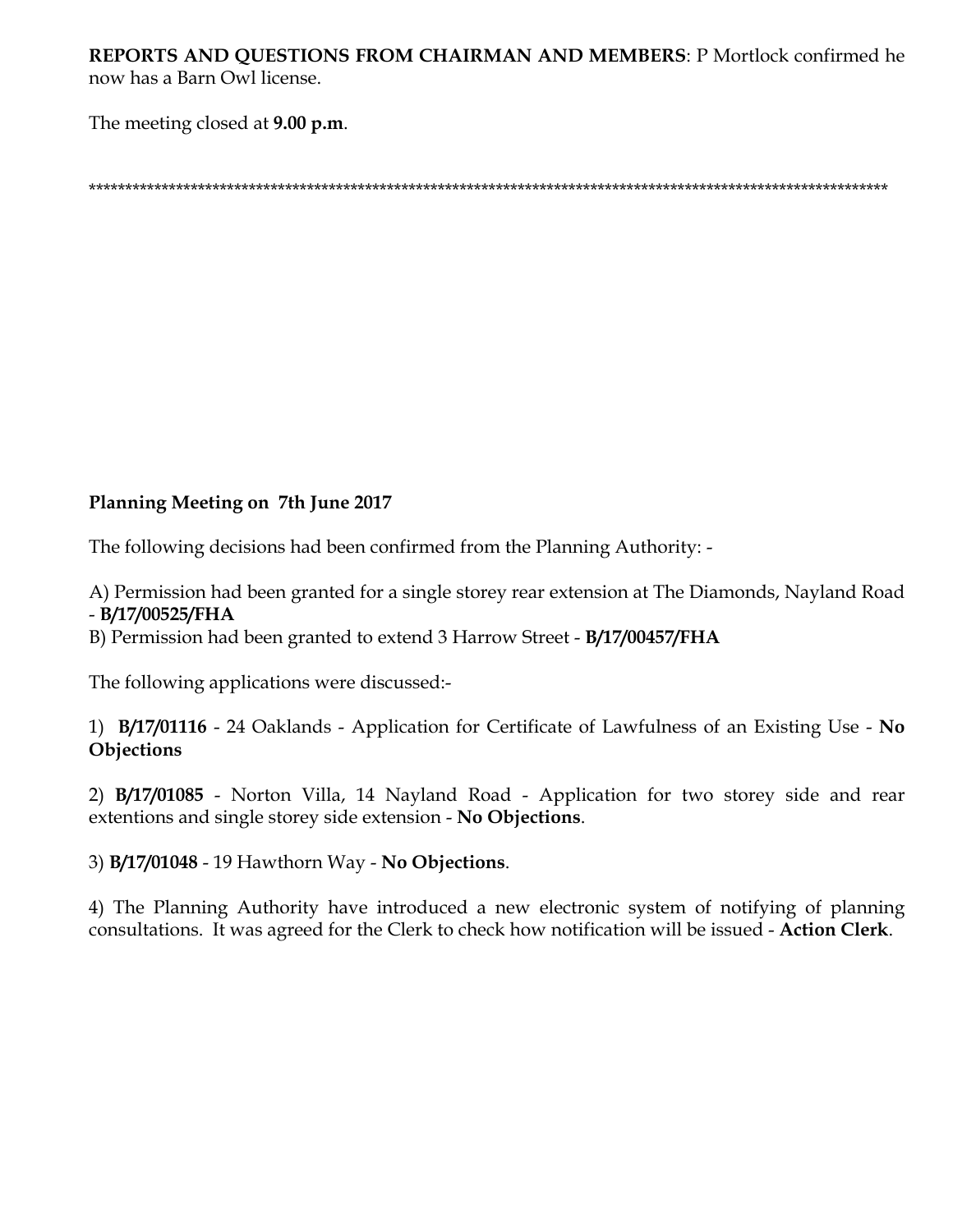**REPORTS AND QUESTIONS FROM CHAIRMAN AND MEMBERS**: P Mortlock confirmed he now has a Barn Owl license.

The meeting closed at **9.00 p.m**.

\*\*\*\*\*\*\*\*\*\*\*\*\*\*\*\*\*\*\*\*\*\*\*\*\*\*\*\*\*\*\*\*\*\*\*\*\*\*\*\*\*\*\*\*\*\*\*\*\*\*\*\*\*\*\*\*\*\*\*\*\*\*\*\*\*\*\*\*\*\*\*\*\*\*\*\*\*\*\*\*\*\*\*\*\*\*\*\*\*\*\*\*\*\*\*\*\*\*\*\*\*\*\*\*\*\*\*\*\*\*\*

**Planning Meeting on 7th June 2017**

The following decisions had been confirmed from the Planning Authority: -

A) Permission had been granted for a single storey rear extension at The Diamonds, Nayland Road - **B/17/00525/FHA**
B) Permission had been granted to extend 3 Harrow Street - **B/17/00457/FHA**

The following applications were discussed:-

1) **B/17/01116** - 24 Oaklands - Application for Certificate of Lawfulness of an Existing Use - **No Objections**

2) **B/17/01085** - Norton Villa, 14 Nayland Road - Application for two storey side and rear extentions and single storey side extension - **No Objections**.

3) **B/17/01048** - 19 Hawthorn Way - **No Objections**.

4) The Planning Authority have introduced a new electronic system of notifying of planning consultations. It was agreed for the Clerk to check how notification will be issued - **Action Clerk**.